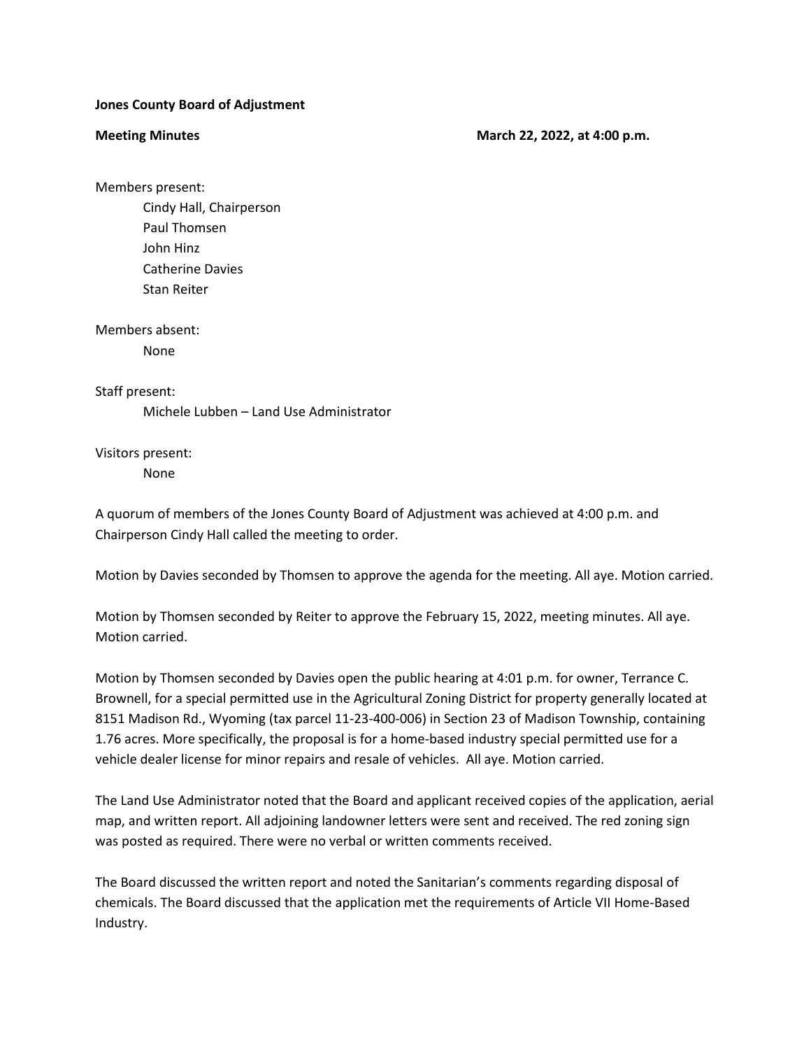**Jones County Board of Adjustment**

**Meeting Minutes** **March 22, 2022, at 4:00 p.m.**

Members present:

Cindy Hall, Chairperson
Paul Thomsen
John Hinz
Catherine Davies
Stan Reiter

Members absent:

None

Staff present:

Michele Lubben – Land Use Administrator

Visitors present:

None

A quorum of members of the Jones County Board of Adjustment was achieved at 4:00 p.m. and Chairperson Cindy Hall called the meeting to order.

Motion by Davies seconded by Thomsen to approve the agenda for the meeting. All aye. Motion carried.

Motion by Thomsen seconded by Reiter to approve the February 15, 2022, meeting minutes. All aye. Motion carried.

Motion by Thomsen seconded by Davies open the public hearing at 4:01 p.m. for owner, Terrance C. Brownell, for a special permitted use in the Agricultural Zoning District for property generally located at 8151 Madison Rd., Wyoming (tax parcel 11-23-400-006) in Section 23 of Madison Township, containing 1.76 acres. More specifically, the proposal is for a home-based industry special permitted use for a vehicle dealer license for minor repairs and resale of vehicles. All aye. Motion carried.

The Land Use Administrator noted that the Board and applicant received copies of the application, aerial map, and written report. All adjoining landowner letters were sent and received. The red zoning sign was posted as required. There were no verbal or written comments received.

The Board discussed the written report and noted the Sanitarian's comments regarding disposal of chemicals. The Board discussed that the application met the requirements of Article VII Home-Based Industry.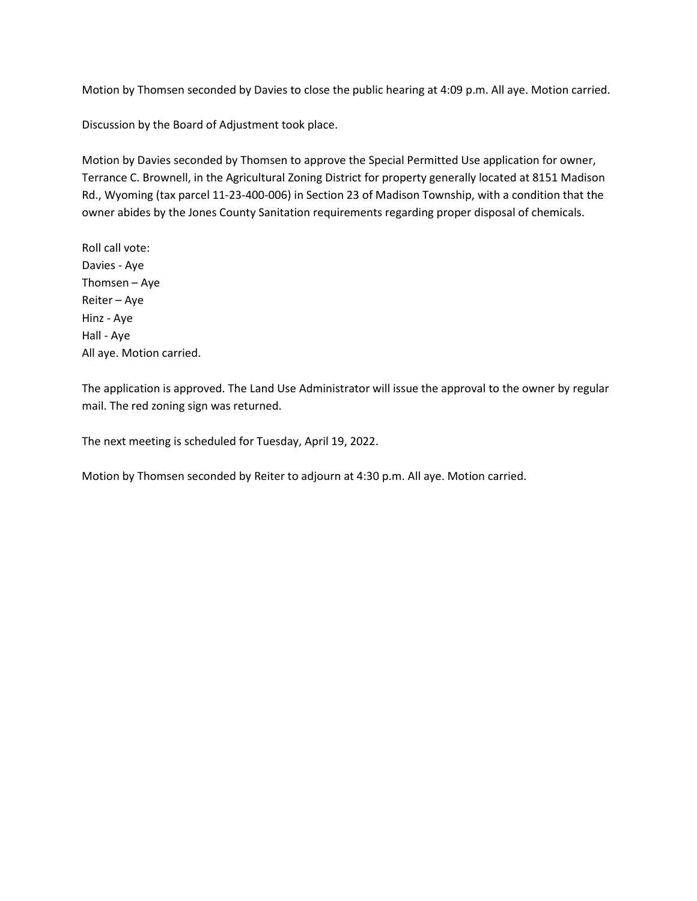Motion by Thomsen seconded by Davies to close the public hearing at 4:09 p.m. All aye. Motion carried.

Discussion by the Board of Adjustment took place.

Motion by Davies seconded by Thomsen to approve the Special Permitted Use application for owner, Terrance C. Brownell, in the Agricultural Zoning District for property generally located at 8151 Madison Rd., Wyoming (tax parcel 11-23-400-006) in Section 23 of Madison Township, with a condition that the owner abides by the Jones County Sanitation requirements regarding proper disposal of chemicals.

Roll call vote:
Davies - Aye
Thomsen – Aye
Reiter – Aye
Hinz - Aye
Hall - Aye
All aye. Motion carried.

The application is approved. The Land Use Administrator will issue the approval to the owner by regular mail. The red zoning sign was returned.

The next meeting is scheduled for Tuesday, April 19, 2022.

Motion by Thomsen seconded by Reiter to adjourn at 4:30 p.m. All aye. Motion carried.